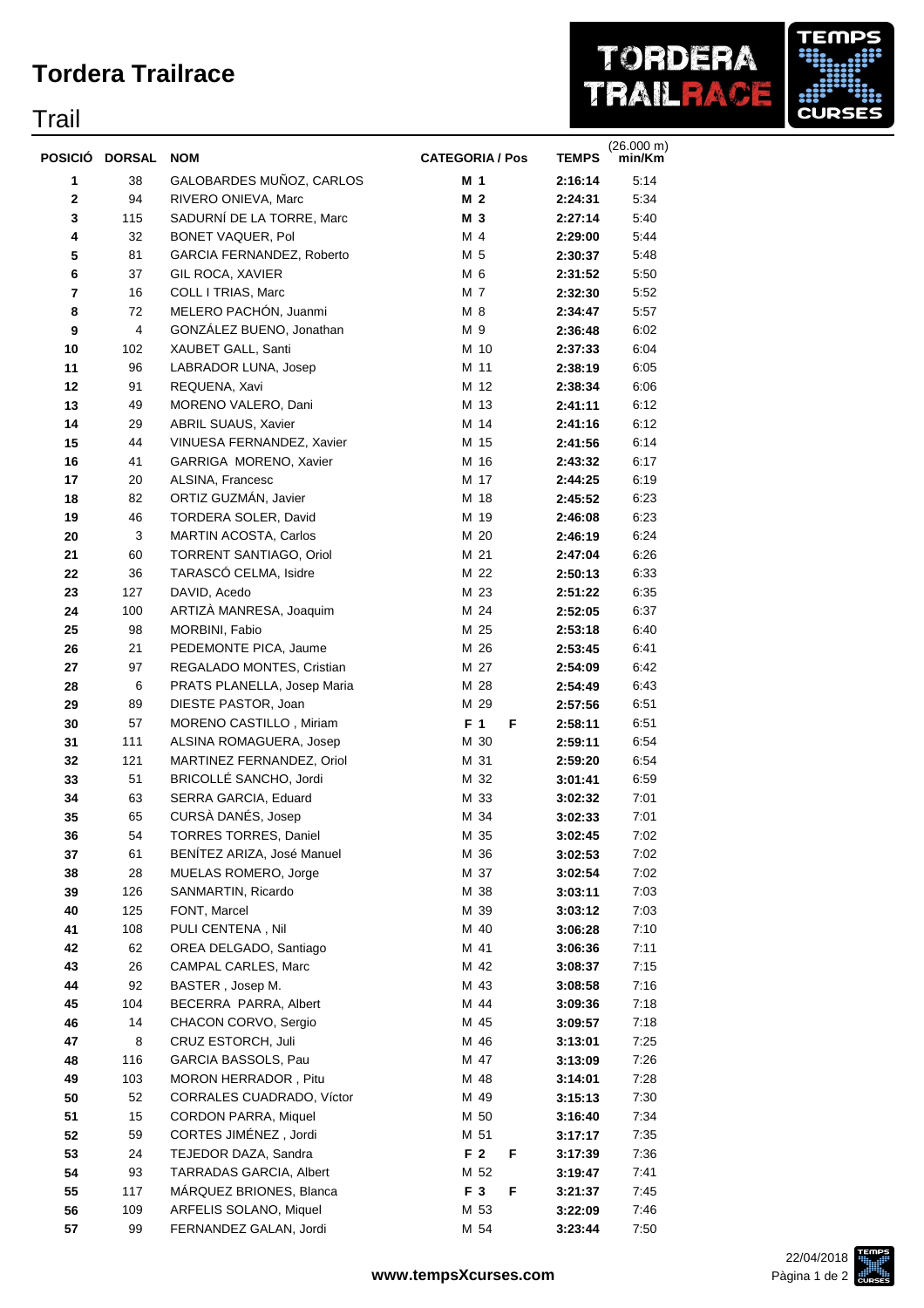# Tordera Trailrace

## Trail

| POSICIÓ | DORSAL | NOM | CATEGORIA / Pos | | TEMPS | (26.000 m) min/Km |
|---|---|---|---|---|---|---|
| 1 | 38 | GALOBARDES MUÑOZ, CARLOS | M 1 | | 2:16:14 | 5:14 |
| 2 | 94 | RIVERO ONIEVA, Marc | M 2 | | 2:24:31 | 5:34 |
| 3 | 115 | SADURNÍ DE LA TORRE, Marc | M 3 | | 2:27:14 | 5:40 |
| 4 | 32 | BONET VAQUER, Pol | M 4 | | 2:29:00 | 5:44 |
| 5 | 81 | GARCIA FERNANDEZ, Roberto | M 5 | | 2:30:37 | 5:48 |
| 6 | 37 | GIL ROCA, XAVIER | M 6 | | 2:31:52 | 5:50 |
| 7 | 16 | COLL I TRIAS, Marc | M 7 | | 2:32:30 | 5:52 |
| 8 | 72 | MELERO PACHÓN, Juanmi | M 8 | | 2:34:47 | 5:57 |
| 9 | 4 | GONZÁLEZ BUENO, Jonathan | M 9 | | 2:36:48 | 6:02 |
| 10 | 102 | XAUBET GALL, Santi | M 10 | | 2:37:33 | 6:04 |
| 11 | 96 | LABRADOR LUNA, Josep | M 11 | | 2:38:19 | 6:05 |
| 12 | 91 | REQUENA, Xavi | M 12 | | 2:38:34 | 6:06 |
| 13 | 49 | MORENO VALERO, Dani | M 13 | | 2:41:11 | 6:12 |
| 14 | 29 | ABRIL SUAUS, Xavier | M 14 | | 2:41:16 | 6:12 |
| 15 | 44 | VINUESA FERNANDEZ, Xavier | M 15 | | 2:41:56 | 6:14 |
| 16 | 41 | GARRIGA MORENO, Xavier | M 16 | | 2:43:32 | 6:17 |
| 17 | 20 | ALSINA, Francesc | M 17 | | 2:44:25 | 6:19 |
| 18 | 82 | ORTIZ GUZMÁN, Javier | M 18 | | 2:45:52 | 6:23 |
| 19 | 46 | TORDERA SOLER, David | M 19 | | 2:46:08 | 6:23 |
| 20 | 3 | MARTIN ACOSTA, Carlos | M 20 | | 2:46:19 | 6:24 |
| 21 | 60 | TORRENT SANTIAGO, Oriol | M 21 | | 2:47:04 | 6:26 |
| 22 | 36 | TARASCÓ CELMA, Isidre | M 22 | | 2:50:13 | 6:33 |
| 23 | 127 | DAVID, Acedo | M 23 | | 2:51:22 | 6:35 |
| 24 | 100 | ARTIZÀ MANRESA, Joaquim | M 24 | | 2:52:05 | 6:37 |
| 25 | 98 | MORBINI, Fabio | M 25 | | 2:53:18 | 6:40 |
| 26 | 21 | PEDEMONTE PICA, Jaume | M 26 | | 2:53:45 | 6:41 |
| 27 | 97 | REGALADO MONTES, Cristian | M 27 | | 2:54:09 | 6:42 |
| 28 | 6 | PRATS PLANELLA, Josep Maria | M 28 | | 2:54:49 | 6:43 |
| 29 | 89 | DIESTE PASTOR, Joan | M 29 | | 2:57:56 | 6:51 |
| 30 | 57 | MORENO CASTILLO , Miriam | F 1 | F | 2:58:11 | 6:51 |
| 31 | 111 | ALSINA ROMAGUERA, Josep | M 30 | | 2:59:11 | 6:54 |
| 32 | 121 | MARTINEZ FERNANDEZ, Oriol | M 31 | | 2:59:20 | 6:54 |
| 33 | 51 | BRICOLLÉ SANCHO, Jordi | M 32 | | 3:01:41 | 6:59 |
| 34 | 63 | SERRA GARCIA, Eduard | M 33 | | 3:02:32 | 7:01 |
| 35 | 65 | CURSÀ DANÉS, Josep | M 34 | | 3:02:33 | 7:01 |
| 36 | 54 | TORRES TORRES, Daniel | M 35 | | 3:02:45 | 7:02 |
| 37 | 61 | BENÍTEZ ARIZA, José Manuel | M 36 | | 3:02:53 | 7:02 |
| 38 | 28 | MUELAS ROMERO, Jorge | M 37 | | 3:02:54 | 7:02 |
| 39 | 126 | SANMARTIN, Ricardo | M 38 | | 3:03:11 | 7:03 |
| 40 | 125 | FONT, Marcel | M 39 | | 3:03:12 | 7:03 |
| 41 | 108 | PULI CENTENA , Nil | M 40 | | 3:06:28 | 7:10 |
| 42 | 62 | OREA DELGADO, Santiago | M 41 | | 3:06:36 | 7:11 |
| 43 | 26 | CAMPAL CARLES, Marc | M 42 | | 3:08:37 | 7:15 |
| 44 | 92 | BASTER , Josep M. | M 43 | | 3:08:58 | 7:16 |
| 45 | 104 | BECERRA PARRA, Albert | M 44 | | 3:09:36 | 7:18 |
| 46 | 14 | CHACON CORVO, Sergio | M 45 | | 3:09:57 | 7:18 |
| 47 | 8 | CRUZ ESTORCH, Juli | M 46 | | 3:13:01 | 7:25 |
| 48 | 116 | GARCIA BASSOLS, Pau | M 47 | | 3:13:09 | 7:26 |
| 49 | 103 | MORON HERRADOR , Pitu | M 48 | | 3:14:01 | 7:28 |
| 50 | 52 | CORRALES CUADRADO, Víctor | M 49 | | 3:15:13 | 7:30 |
| 51 | 15 | CORDON PARRA, Miquel | M 50 | | 3:16:40 | 7:34 |
| 52 | 59 | CORTES JIMÉNEZ , Jordi | M 51 | | 3:17:17 | 7:35 |
| 53 | 24 | TEJEDOR DAZA, Sandra | F 2 | F | 3:17:39 | 7:36 |
| 54 | 93 | TARRADAS GARCIA, Albert | M 52 | | 3:19:47 | 7:41 |
| 55 | 117 | MÁRQUEZ BRIONES, Blanca | F 3 | F | 3:21:37 | 7:45 |
| 56 | 109 | ARFELIS SOLANO, Miquel | M 53 | | 3:22:09 | 7:46 |
| 57 | 99 | FERNANDEZ GALAN, Jordi | M 54 | | 3:23:44 | 7:50 |

www.tempsXcurses.com

22/04/2018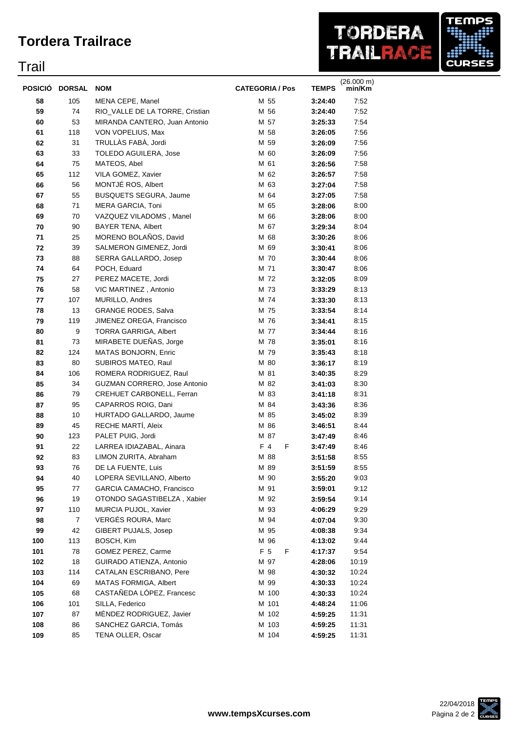# Tordera Trailrace

## Trail

| POSICIÓ | DORSAL | NOM | CATEGORIA / Pos | | TEMPS | (26.000 m) min/Km |
|---|---|---|---|---|---|---|
| 58 | 105 | MENA CEPE, Manel | M 55 | | **3:24:40** | 7:52 |
| 59 | 74 | RIO_VALLE DE LA TORRE, Cristian | M 56 | | **3:24:40** | 7:52 |
| 60 | 53 | MIRANDA CANTERO, Juan Antonio | M 57 | | **3:25:33** | 7:54 |
| 61 | 118 | VON VOPELIUS, Max | M 58 | | **3:26:05** | 7:56 |
| 62 | 31 | TRULLÀS FABÀ, Jordi | M 59 | | **3:26:09** | 7:56 |
| 63 | 33 | TOLEDO AGUILERA, Jose | M 60 | | **3:26:09** | 7:56 |
| 64 | 75 | MATEOS, Abel | M 61 | | **3:26:56** | 7:58 |
| 65 | 112 | VILA GOMEZ, Xavier | M 62 | | **3:26:57** | 7:58 |
| 66 | 56 | MONTJÉ ROS, Albert | M 63 | | **3:27:04** | 7:58 |
| 67 | 55 | BUSQUETS SEGURA, Jaume | M 64 | | **3:27:05** | 7:58 |
| 68 | 71 | MERA GARCIA, Toni | M 65 | | **3:28:06** | 8:00 |
| 69 | 70 | VAZQUEZ VILADOMS , Manel | M 66 | | **3:28:06** | 8:00 |
| 70 | 90 | BAYER TENA, Albert | M 67 | | **3:29:34** | 8:04 |
| 71 | 25 | MORENO BOLAÑOS, David | M 68 | | **3:30:26** | 8:06 |
| 72 | 39 | SALMERON GIMENEZ, Jordi | M 69 | | **3:30:41** | 8:06 |
| 73 | 88 | SERRA GALLARDO, Josep | M 70 | | **3:30:44** | 8:06 |
| 74 | 64 | POCH, Eduard | M 71 | | **3:30:47** | 8:06 |
| 75 | 27 | PEREZ MACETE, Jordi | M 72 | | **3:32:05** | 8:09 |
| 76 | 58 | VIC MARTINEZ , Antonio | M 73 | | **3:33:29** | 8:13 |
| 77 | 107 | MURILLO, Andres | M 74 | | **3:33:30** | 8:13 |
| 78 | 13 | GRANGE RODES, Salva | M 75 | | **3:33:54** | 8:14 |
| 79 | 119 | JIMENEZ OREGA, Francisco | M 76 | | **3:34:41** | 8:15 |
| 80 | 9 | TORRA GARRIGA, Albert | M 77 | | **3:34:44** | 8:16 |
| 81 | 73 | MIRABETE DUEÑAS, Jorge | M 78 | | **3:35:01** | 8:16 |
| 82 | 124 | MATAS BONJORN, Enric | M 79 | | **3:35:43** | 8:18 |
| 83 | 80 | SUBIROS MATEO, Raul | M 80 | | **3:36:17** | 8:19 |
| 84 | 106 | ROMERA RODRIGUEZ, Raul | M 81 | | **3:40:35** | 8:29 |
| 85 | 34 | GUZMAN CORRERO, Jose Antonio | M 82 | | **3:41:03** | 8:30 |
| 86 | 79 | CREHUET CARBONELL, Ferran | M 83 | | **3:41:18** | 8:31 |
| 87 | 95 | CAPARROS ROIG, Dani | M 84 | | **3:43:36** | 8:36 |
| 88 | 10 | HURTADO GALLARDO, Jaume | M 85 | | **3:45:02** | 8:39 |
| 89 | 45 | RECHE MARTÍ, Aleix | M 86 | | **3:46:51** | 8:44 |
| 90 | 123 | PALET PUIG, Jordi | M 87 | | **3:47:49** | 8:46 |
| 91 | 22 | LARREA IDIAZABAL, Ainara | F 4 | F | **3:47:49** | 8:46 |
| 92 | 83 | LIMON ZURITA, Abraham | M 88 | | **3:51:58** | 8:55 |
| 93 | 76 | DE LA FUENTE, Luis | M 89 | | **3:51:59** | 8:55 |
| 94 | 40 | LOPERA SEVILLANO, Alberto | M 90 | | **3:55:20** | 9:03 |
| 95 | 77 | GARCIA CAMACHO, Francisco | M 91 | | **3:59:01** | 9:12 |
| 96 | 19 | OTONDO SAGASTIBELZA , Xabier | M 92 | | **3:59:54** | 9:14 |
| 97 | 110 | MURCIA PUJOL, Xavier | M 93 | | **4:06:29** | 9:29 |
| 98 | 7 | VERGÉS ROURA, Marc | M 94 | | **4:07:04** | 9:30 |
| 99 | 42 | GIBERT PUJALS, Josep | M 95 | | **4:08:38** | 9:34 |
| 100 | 113 | BOSCH, Kim | M 96 | | **4:13:02** | 9:44 |
| 101 | 78 | GOMEZ PEREZ, Carme | F 5 | F | **4:17:37** | 9:54 |
| 102 | 18 | GUIRADO ATIENZA, Antonio | M 97 | | **4:28:06** | 10:19 |
| 103 | 114 | CATALAN ESCRIBANO, Pere | M 98 | | **4:30:32** | 10:24 |
| 104 | 69 | MATAS FORMIGA, Albert | M 99 | | **4:30:33** | 10:24 |
| 105 | 68 | CASTAÑEDA LÓPEZ, Francesc | M 100 | | **4:30:33** | 10:24 |
| 106 | 101 | SILLA, Federico | M 101 | | **4:48:24** | 11:06 |
| 107 | 87 | MÉNDEZ RODRIGUEZ, Javier | M 102 | | **4:59:25** | 11:31 |
| 108 | 86 | SANCHEZ GARCIA, Tomás | M 103 | | **4:59:25** | 11:31 |
| 109 | 85 | TENA OLLER, Oscar | M 104 | | **4:59:25** | 11:31 |

**www.tempsXcurses.com**

22/04/2018